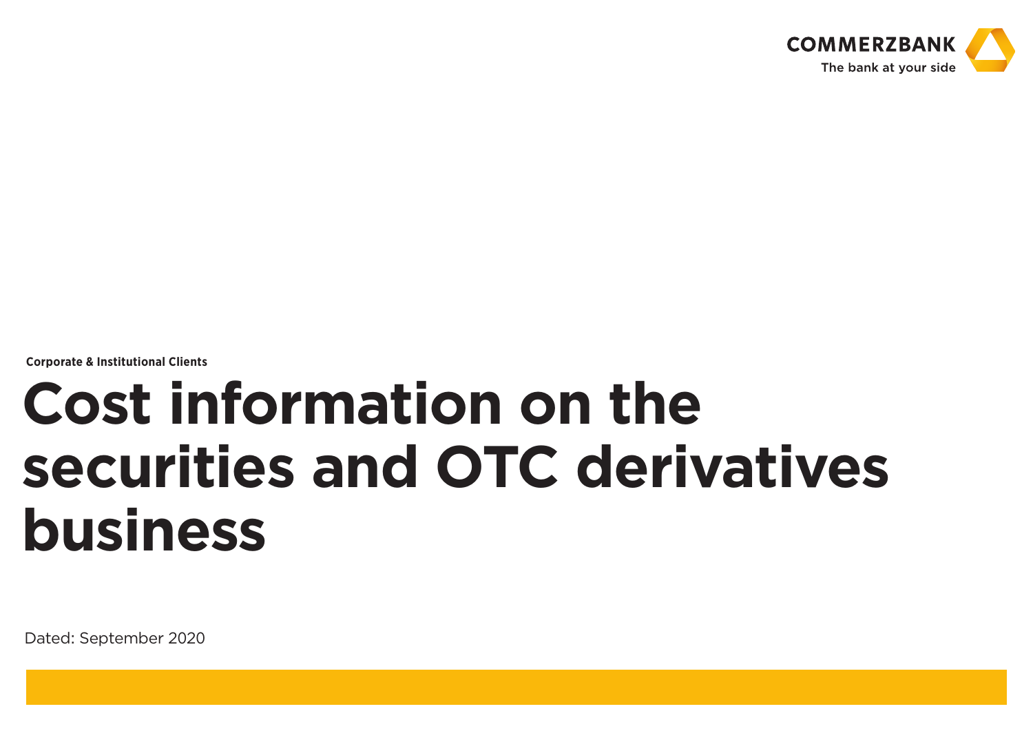COMMERZBANK
The bank at your side

Corporate & Institutional Clients

# Cost information on the securities and OTC derivatives business

Dated: September 2020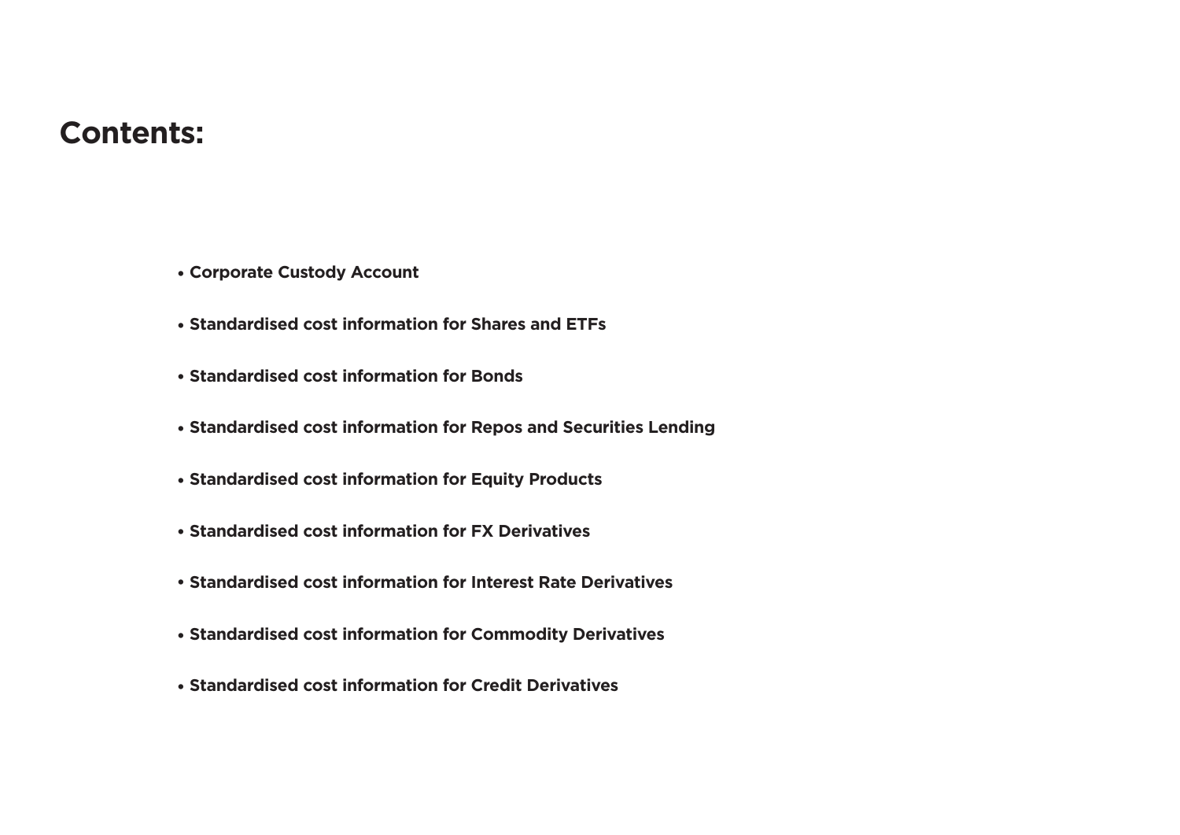# Contents:

- **Corporate Custody Account**
- **Standardised cost information for Shares and ETFs**
- **Standardised cost information for Bonds**
- **Standardised cost information for Repos and Securities Lending**
- **Standardised cost information for Equity Products**
- **Standardised cost information for FX Derivatives**
- **Standardised cost information for Interest Rate Derivatives**
- **Standardised cost information for Commodity Derivatives**
- **Standardised cost information for Credit Derivatives**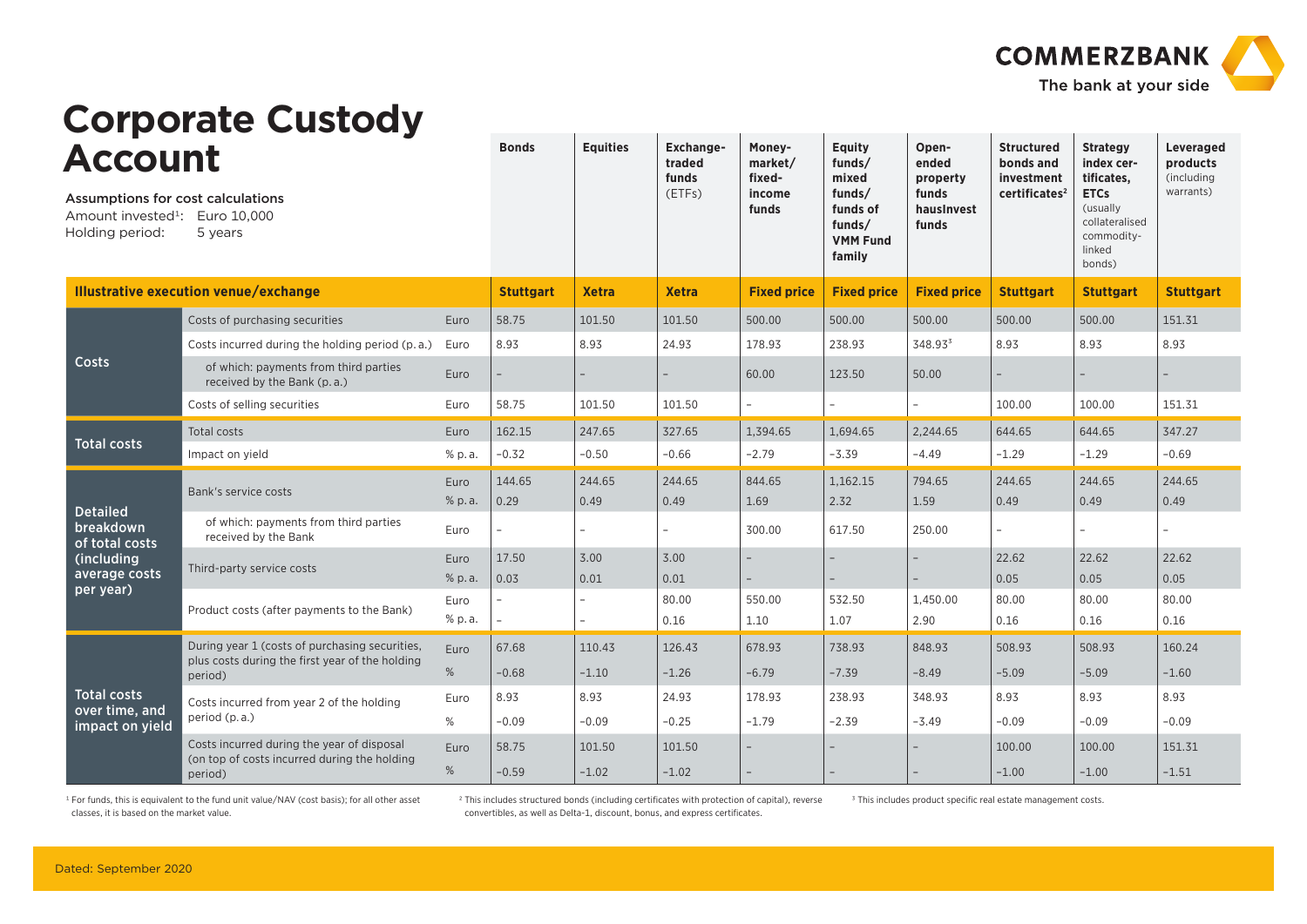# Corporate Custody Account

Assumptions for cost calculations
Amount invested[1]: Euro 10,000
Holding period: 5 years

| | | | Bonds | Equities | Exchange-traded funds (ETFs) | Money-market/ fixed-income funds | Equity funds/ mixed funds/ funds of funds/ VMM Fund family | Open-ended property funds hausInvest funds | Structured bonds and investment certificates[2] | Strategy index certificates, ETCs (usually collateralised commodity-linked bonds) | Leveraged products (including warrants) |
|---|---|---|---|---|---|---|---|---|---|---|---|
| **Illustrative execution venue/exchange** | | | **Stuttgart** | **Xetra** | **Xetra** | **Fixed price** | **Fixed price** | **Fixed price** | **Stuttgart** | **Stuttgart** | **Stuttgart** |
| **Costs** | Costs of purchasing securities | Euro | 58.75 | 101.50 | 101.50 | 500.00 | 500.00 | 500.00 | 500.00 | 500.00 | 151.31 |
| | Costs incurred during the holding period (p.a.) | Euro | 8.93 | 8.93 | 24.93 | 178.93 | 238.93 | 348.93[3] | 8.93 | 8.93 | 8.93 |
| | of which: payments from third parties received by the Bank (p.a.) | Euro | – | – | – | 60.00 | 123.50 | 50.00 | – | – | – |
| | Costs of selling securities | Euro | 58.75 | 101.50 | 101.50 | – | – | – | 100.00 | 100.00 | 151.31 |
| **Total costs** | Total costs | Euro | 162.15 | 247.65 | 327.65 | 1,394.65 | 1,694.65 | 2,244.65 | 644.65 | 644.65 | 347.27 |
| | Impact on yield | % p.a. | –0.32 | –0.50 | –0.66 | –2.79 | –3.39 | –4.49 | –1.29 | –1.29 | –0.69 |
| **Detailed breakdown of total costs (including average costs per year)** | Bank's service costs | Euro | 144.65 | 244.65 | 244.65 | 844.65 | 1,162.15 | 794.65 | 244.65 | 244.65 | 244.65 |
| | | % p.a. | 0.29 | 0.49 | 0.49 | 1.69 | 2.32 | 1.59 | 0.49 | 0.49 | 0.49 |
| | of which: payments from third parties received by the Bank | Euro | – | – | – | 300.00 | 617.50 | 250.00 | – | – | – |
| | Third-party service costs | Euro | 17.50 | 3.00 | 3.00 | – | – | – | 22.62 | 22.62 | 22.62 |
| | | % p.a. | 0.03 | 0.01 | 0.01 | – | – | – | 0.05 | 0.05 | 0.05 |
| | Product costs (after payments to the Bank) | Euro | – | – | 80.00 | 550.00 | 532.50 | 1,450.00 | 80.00 | 80.00 | 80.00 |
| | | % p.a. | – | – | 0.16 | 1.10 | 1.07 | 2.90 | 0.16 | 0.16 | 0.16 |
| **Total costs over time, and impact on yield** | During year 1 (costs of purchasing securities, plus costs during the first year of the holding period) | Euro | 67.68 | 110.43 | 126.43 | 678.93 | 738.93 | 848.93 | 508.93 | 508.93 | 160.24 |
| | | % | –0.68 | –1.10 | –1.26 | –6.79 | –7.39 | –8.49 | –5.09 | –5.09 | –1.60 |
| | Costs incurred from year 2 of the holding period (p.a.) | Euro | 8.93 | 8.93 | 24.93 | 178.93 | 238.93 | 348.93 | 8.93 | 8.93 | 8.93 |
| | | % | –0.09 | –0.09 | –0.25 | –1.79 | –2.39 | –3.49 | –0.09 | –0.09 | –0.09 |
| | Costs incurred during the year of disposal (on top of costs incurred during the holding period) | Euro | 58.75 | 101.50 | 101.50 | – | – | – | 100.00 | 100.00 | 151.31 |
| | | % | –0.59 | –1.02 | –1.02 | – | – | – | –1.00 | –1.00 | –1.51 |

[1] For funds, this is equivalent to the fund unit value/NAV (cost basis); for all other asset classes, it is based on the market value.

[2] This includes structured bonds (including certificates with protection of capital), reverse convertibles, as well as Delta-1, discount, bonus, and express certificates.

[3] This includes product specific real estate management costs.

Dated: September 2020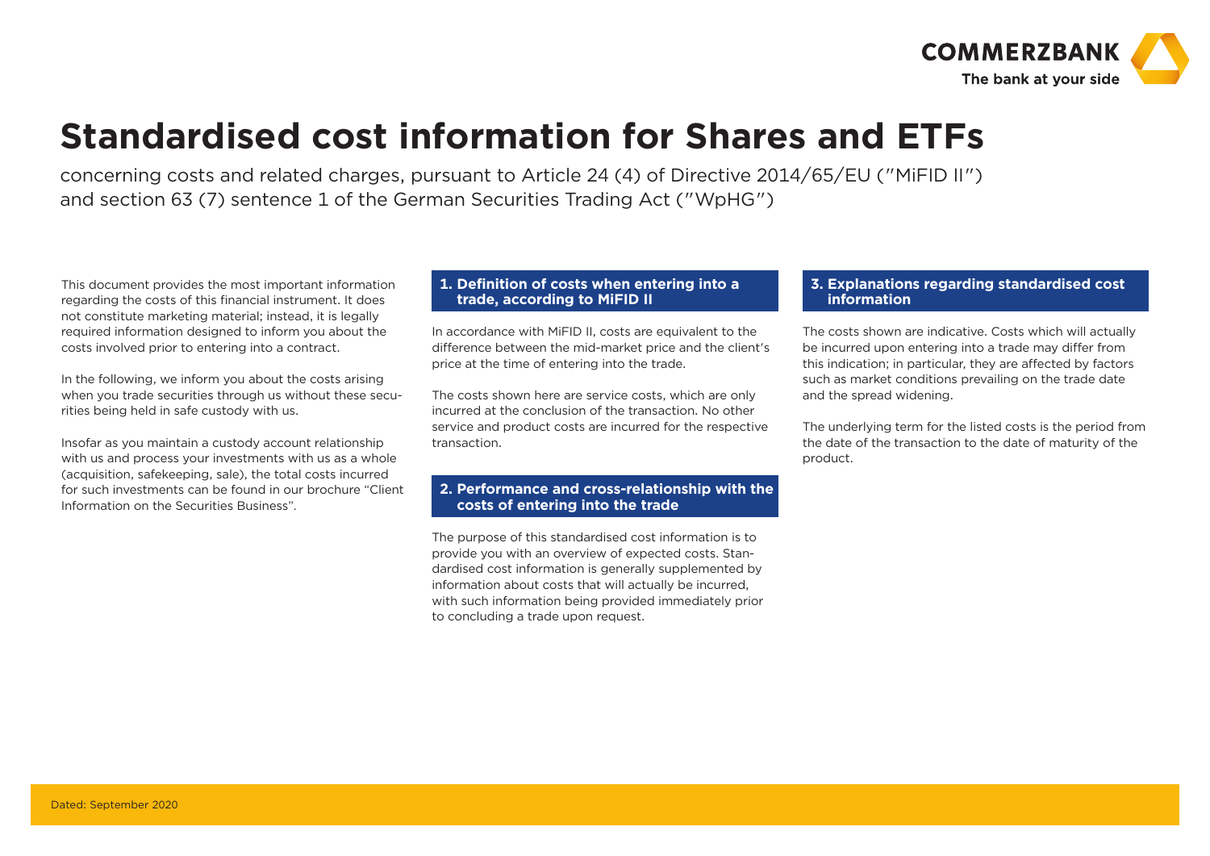# Standardised cost information for Shares and ETFs

concerning costs and related charges, pursuant to Article 24 (4) of Directive 2014/65/EU ("MiFID II") and section 63 (7) sentence 1 of the German Securities Trading Act ("WpHG")

This document provides the most important information regarding the costs of this financial instrument. It does not constitute marketing material; instead, it is legally required information designed to inform you about the costs involved prior to entering into a contract.

In the following, we inform you about the costs arising when you trade securities through us without these securities being held in safe custody with us.

Insofar as you maintain a custody account relationship with us and process your investments with us as a whole (acquisition, safekeeping, sale), the total costs incurred for such investments can be found in our brochure "Client Information on the Securities Business".

## 1. Definition of costs when entering into a trade, according to MiFID II

In accordance with MiFID II, costs are equivalent to the difference between the mid-market price and the client's price at the time of entering into the trade.

The costs shown here are service costs, which are only incurred at the conclusion of the transaction. No other service and product costs are incurred for the respective transaction.

## 2. Performance and cross-relationship with the costs of entering into the trade

The purpose of this standardised cost information is to provide you with an overview of expected costs. Standardised cost information is generally supplemented by information about costs that will actually be incurred, with such information being provided immediately prior to concluding a trade upon request.

## 3. Explanations regarding standardised cost information

The costs shown are indicative. Costs which will actually be incurred upon entering into a trade may differ from this indication; in particular, they are affected by factors such as market conditions prevailing on the trade date and the spread widening.

The underlying term for the listed costs is the period from the date of the transaction to the date of maturity of the product.

Dated: September 2020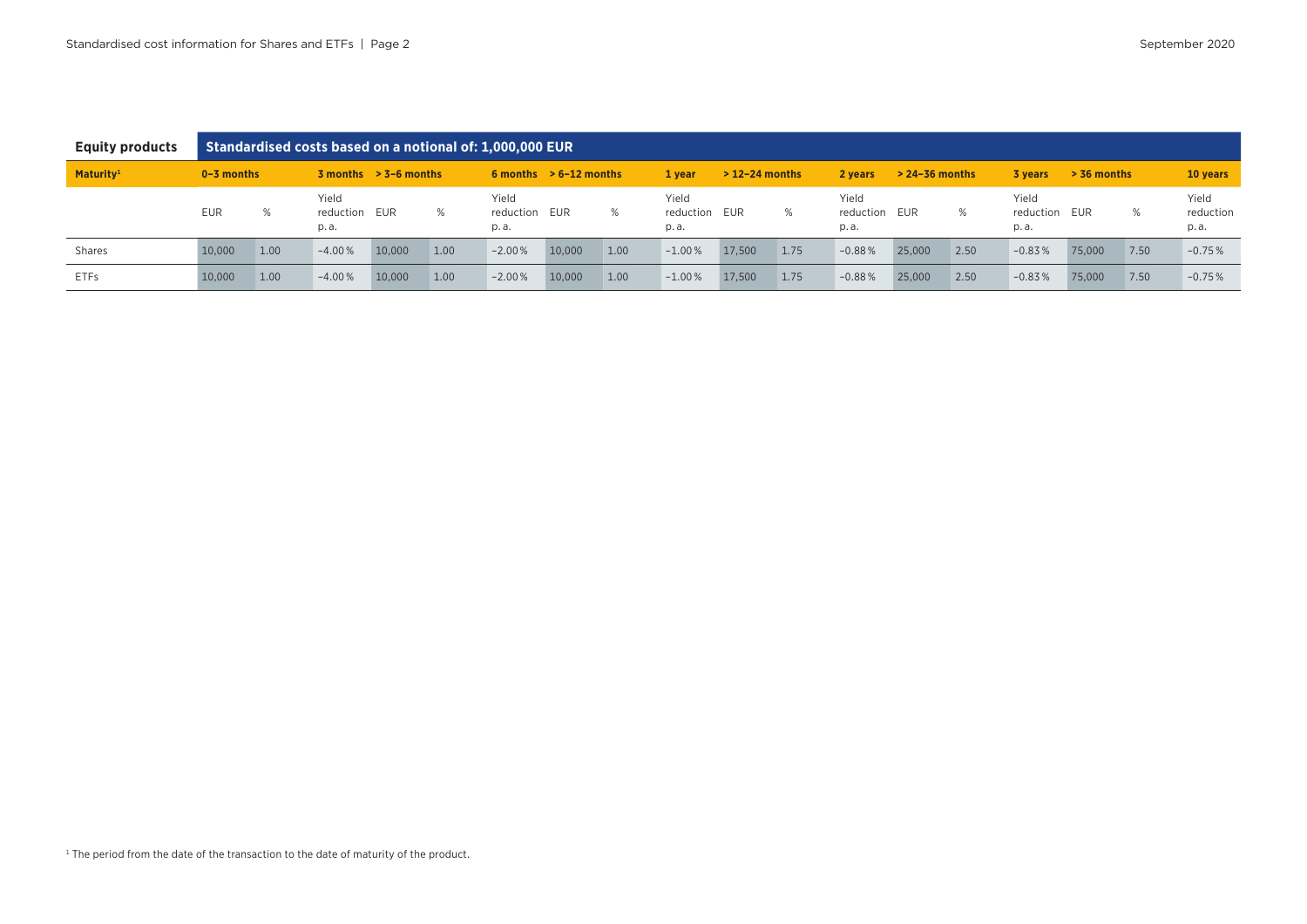| Equity products | Standardised costs based on a notional of: 1,000,000 EUR | | | | | | | | | | | | | | | | | | |
|---|---|---|---|---|---|---|---|---|---|---|---|---|---|---|---|---|---|---|---|
| Maturity[1] | 0–3 months | | 3 months | > 3–6 months | | 6 months | > 6–12 months | | 1 year | > 12–24 months | | 2 years | > 24–36 months | | 3 years | > 36 months | | 10 years |
| | EUR | % | Yield reduction p. a. | EUR | % | Yield reduction p. a. | EUR | % | Yield reduction p. a. | EUR | % | Yield reduction p. a. | EUR | % | Yield reduction p. a. | EUR | % | Yield reduction p. a. |
| Shares | 10,000 | 1.00 | −4.00 % | 10,000 | 1.00 | −2.00 % | 10,000 | 1.00 | −1.00 % | 17,500 | 1.75 | −0.88 % | 25,000 | 2.50 | −0.83 % | 75,000 | 7.50 | −0.75 % |
| ETFs | 10,000 | 1.00 | −4.00 % | 10,000 | 1.00 | −2.00 % | 10,000 | 1.00 | −1.00 % | 17,500 | 1.75 | −0.88 % | 25,000 | 2.50 | −0.83 % | 75,000 | 7.50 | −0.75 % |

[1] The period from the date of the transaction to the date of maturity of the product.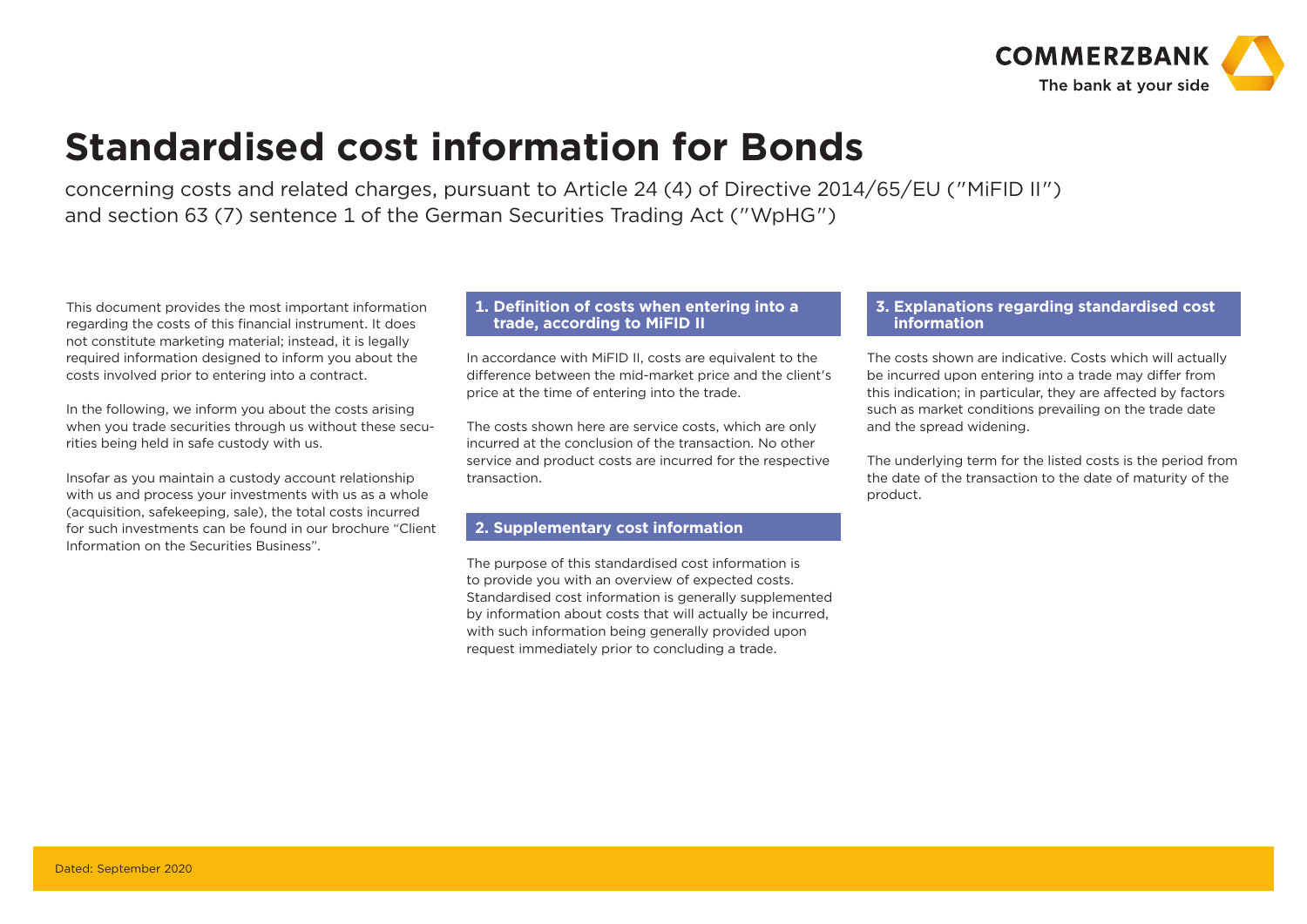# Standardised cost information for Bonds

concerning costs and related charges, pursuant to Article 24 (4) of Directive 2014/65/EU ("MiFID II") and section 63 (7) sentence 1 of the German Securities Trading Act ("WpHG")

This document provides the most important information regarding the costs of this financial instrument. It does not constitute marketing material; instead, it is legally required information designed to inform you about the costs involved prior to entering into a contract.

In the following, we inform you about the costs arising when you trade securities through us without these securities being held in safe custody with us.

Insofar as you maintain a custody account relationship with us and process your investments with us as a whole (acquisition, safekeeping, sale), the total costs incurred for such investments can be found in our brochure "Client Information on the Securities Business".

## 1. Definition of costs when entering into a trade, according to MiFID II

In accordance with MiFID II, costs are equivalent to the difference between the mid-market price and the client's price at the time of entering into the trade.

The costs shown here are service costs, which are only incurred at the conclusion of the transaction. No other service and product costs are incurred for the respective transaction.

## 2. Supplementary cost information

The purpose of this standardised cost information is to provide you with an overview of expected costs. Standardised cost information is generally supplemented by information about costs that will actually be incurred, with such information being generally provided upon request immediately prior to concluding a trade.

## 3. Explanations regarding standardised cost information

The costs shown are indicative. Costs which will actually be incurred upon entering into a trade may differ from this indication; in particular, they are affected by factors such as market conditions prevailing on the trade date and the spread widening.

The underlying term for the listed costs is the period from the date of the transaction to the date of maturity of the product.

Dated: September 2020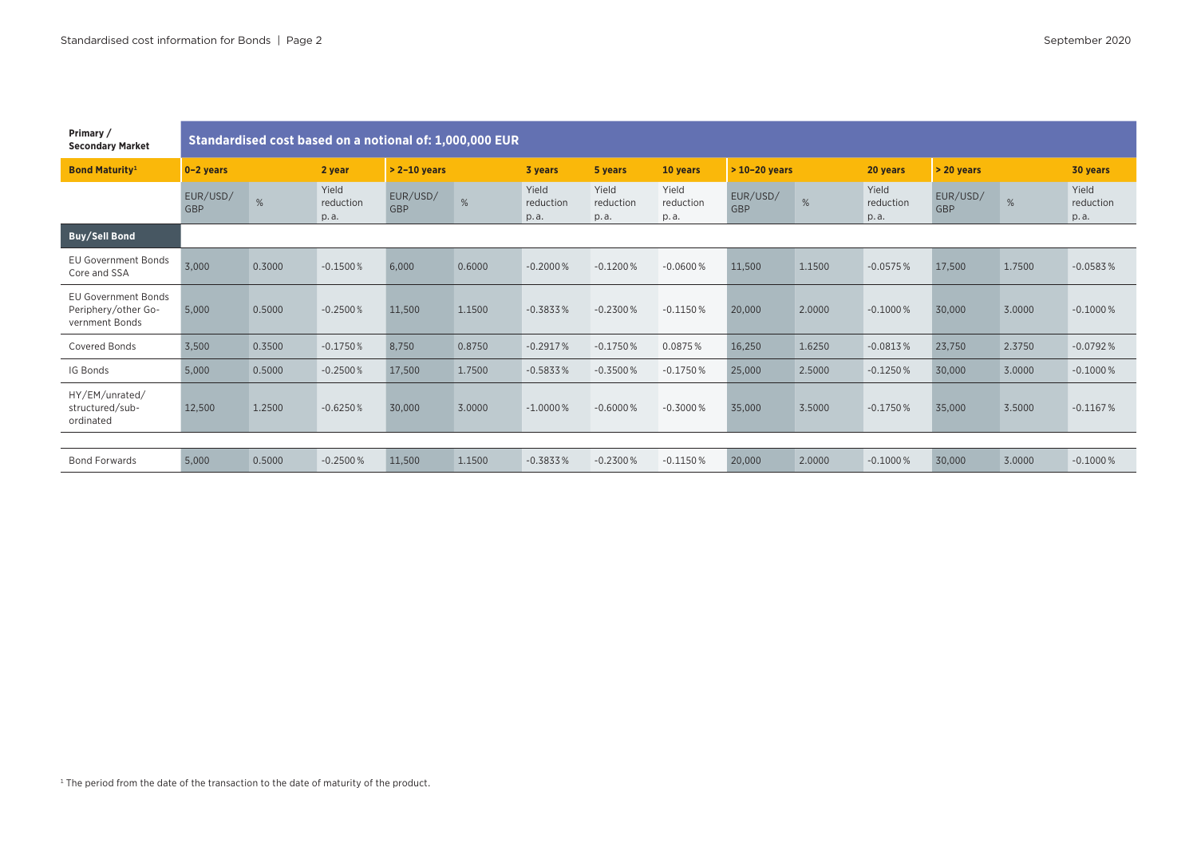| Primary / Secondary Market | Standardised cost based on a notional of: 1,000,000 EUR | | | | | | | | | | | | | |
|---|---|---|---|---|---|---|---|---|---|---|---|---|---|---|
| **Bond Maturity**[1] | **0–2 years** | | **2 year** | **> 2–10 years** | | **3 years** | **5 years** | **10 years** | **> 10–20 years** | | **20 years** | **> 20 years** | | **30 years** |
| | EUR/USD/GBP | % | Yield reduction p. a. | EUR/USD/GBP | % | Yield reduction p. a. | Yield reduction p. a. | Yield reduction p. a. | EUR/USD/GBP | % | Yield reduction p. a. | EUR/USD/GBP | % | Yield reduction p. a. |
| **Buy/Sell Bond** | | | | | | | | | | | | | | |
| EU Government Bonds Core and SSA | 3,000 | 0.3000 | -0.1500 % | 6,000 | 0.6000 | -0.2000 % | -0.1200 % | -0.0600 % | 11,500 | 1.1500 | -0.0575 % | 17,500 | 1.7500 | -0.0583 % |
| EU Government Bonds Periphery/other Government Bonds | 5,000 | 0.5000 | -0.2500 % | 11,500 | 1.1500 | -0.3833 % | -0.2300 % | -0.1150 % | 20,000 | 2.0000 | -0.1000 % | 30,000 | 3.0000 | -0.1000 % |
| Covered Bonds | 3,500 | 0.3500 | -0.1750 % | 8,750 | 0.8750 | -0.2917 % | -0.1750 % | 0.0875 % | 16,250 | 1.6250 | -0.0813 % | 23,750 | 2.3750 | -0.0792 % |
| IG Bonds | 5,000 | 0.5000 | -0.2500 % | 17,500 | 1.7500 | -0.5833 % | -0.3500 % | -0.1750 % | 25,000 | 2.5000 | -0.1250 % | 30,000 | 3.0000 | -0.1000 % |
| HY/EM/unrated/structured/subordinated | 12,500 | 1.2500 | -0.6250 % | 30,000 | 3.0000 | -1.0000 % | -0.6000 % | -0.3000 % | 35,000 | 3.5000 | -0.1750 % | 35,000 | 3.5000 | -0.1167 % |
| | | | | | | | | | | | | | | |
| Bond Forwards | 5,000 | 0.5000 | -0.2500 % | 11,500 | 1.1500 | -0.3833 % | -0.2300 % | -0.1150 % | 20,000 | 2.0000 | -0.1000 % | 30,000 | 3.0000 | -0.1000 % |

[1] The period from the date of the transaction to the date of maturity of the product.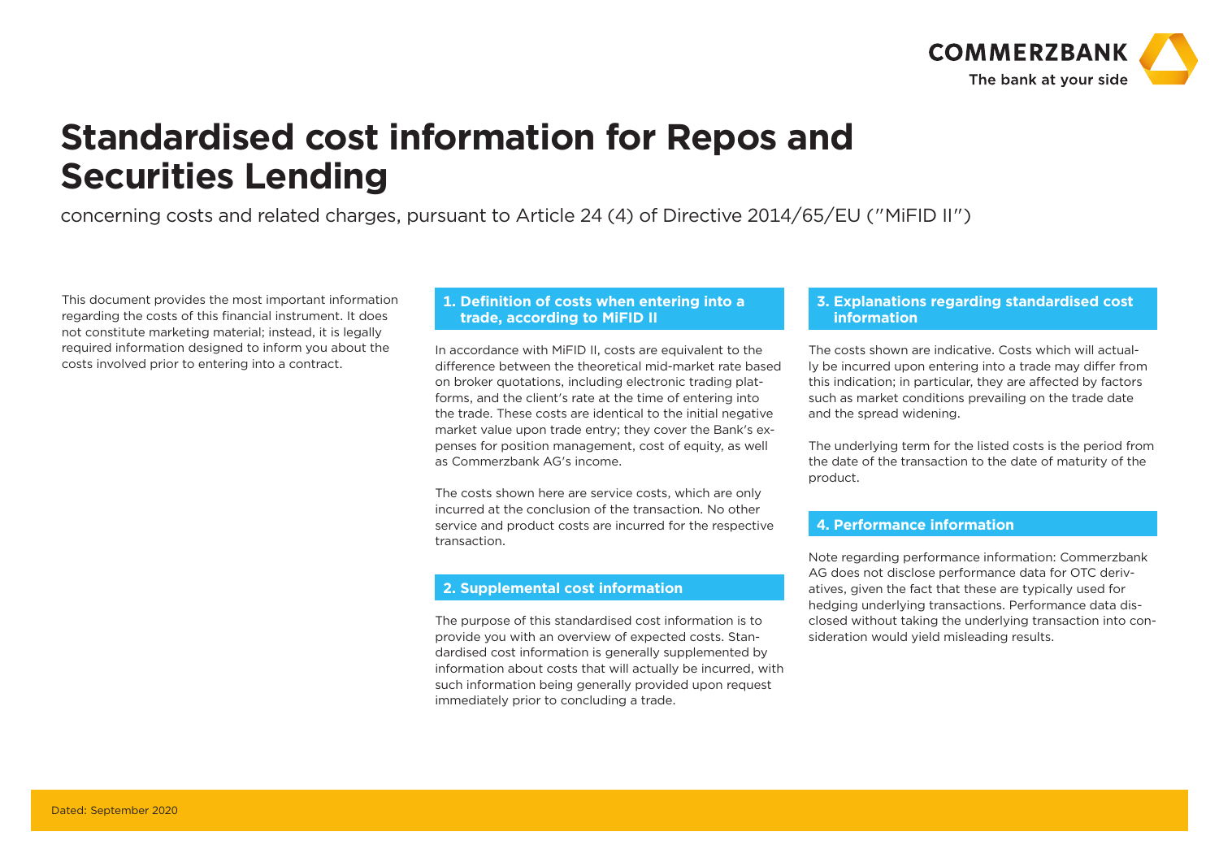# Standardised cost information for Repos and Securities Lending

concerning costs and related charges, pursuant to Article 24 (4) of Directive 2014/65/EU ("MiFID II")

This document provides the most important information regarding the costs of this financial instrument. It does not constitute marketing material; instead, it is legally required information designed to inform you about the costs involved prior to entering into a contract.

## 1. Definition of costs when entering into a trade, according to MiFID II

In accordance with MiFID II, costs are equivalent to the difference between the theoretical mid-market rate based on broker quotations, including electronic trading platforms, and the client's rate at the time of entering into the trade. These costs are identical to the initial negative market value upon trade entry; they cover the Bank's expenses for position management, cost of equity, as well as Commerzbank AG's income.

The costs shown here are service costs, which are only incurred at the conclusion of the transaction. No other service and product costs are incurred for the respective transaction.

## 2. Supplemental cost information

The purpose of this standardised cost information is to provide you with an overview of expected costs. Standardised cost information is generally supplemented by information about costs that will actually be incurred, with such information being generally provided upon request immediately prior to concluding a trade.

## 3. Explanations regarding standardised cost information

The costs shown are indicative. Costs which will actually be incurred upon entering into a trade may differ from this indication; in particular, they are affected by factors such as market conditions prevailing on the trade date and the spread widening.

The underlying term for the listed costs is the period from the date of the transaction to the date of maturity of the product.

## 4. Performance information

Note regarding performance information: Commerzbank AG does not disclose performance data for OTC derivatives, given the fact that these are typically used for hedging underlying transactions. Performance data disclosed without taking the underlying transaction into consideration would yield misleading results.

Dated: September 2020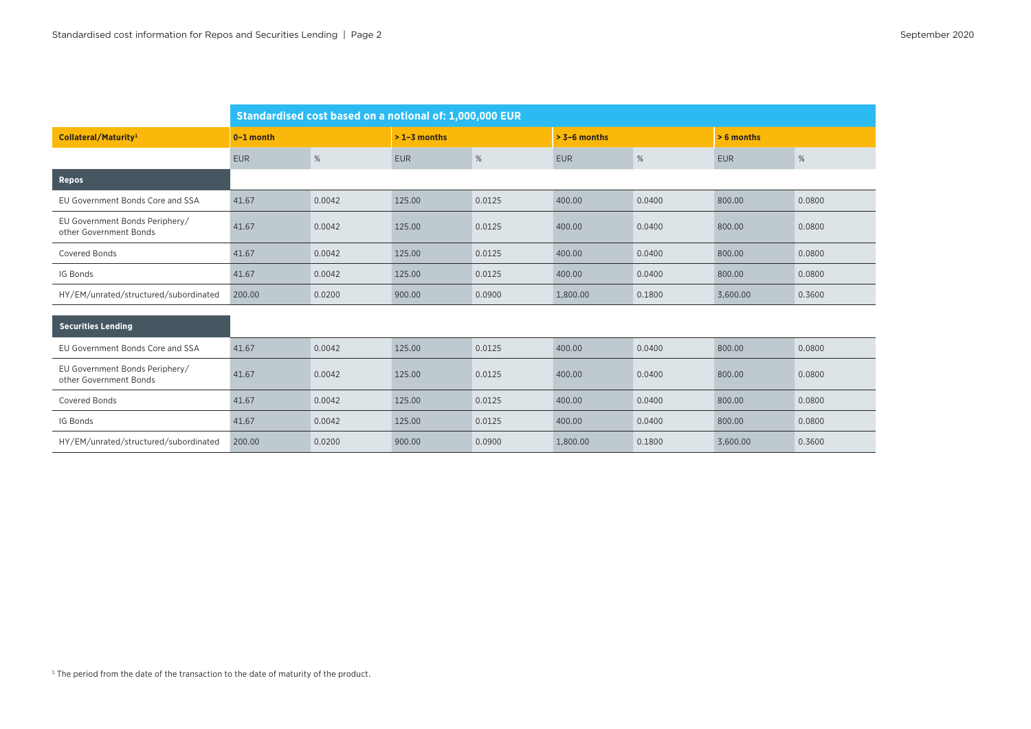| | Standardised cost based on a notional of: 1,000,000 EUR | | | | | | | |
|---|---|---|---|---|---|---|---|---|
| **Collateral/Maturity**[1] | **0–1 month** | | **> 1–3 months** | | **> 3–6 months** | | **> 6 months** | |
| | EUR | % | EUR | % | EUR | % | EUR | % |
| **Repos** | | | | | | | | |
| EU Government Bonds Core and SSA | 41.67 | 0.0042 | 125.00 | 0.0125 | 400.00 | 0.0400 | 800.00 | 0.0800 |
| EU Government Bonds Periphery/ other Government Bonds | 41.67 | 0.0042 | 125.00 | 0.0125 | 400.00 | 0.0400 | 800.00 | 0.0800 |
| Covered Bonds | 41.67 | 0.0042 | 125.00 | 0.0125 | 400.00 | 0.0400 | 800.00 | 0.0800 |
| IG Bonds | 41.67 | 0.0042 | 125.00 | 0.0125 | 400.00 | 0.0400 | 800.00 | 0.0800 |
| HY/EM/unrated/structured/subordinated | 200.00 | 0.0200 | 900.00 | 0.0900 | 1,800.00 | 0.1800 | 3,600.00 | 0.3600 |
| **Securities Lending** | | | | | | | | |
| EU Government Bonds Core and SSA | 41.67 | 0.0042 | 125.00 | 0.0125 | 400.00 | 0.0400 | 800.00 | 0.0800 |
| EU Government Bonds Periphery/ other Government Bonds | 41.67 | 0.0042 | 125.00 | 0.0125 | 400.00 | 0.0400 | 800.00 | 0.0800 |
| Covered Bonds | 41.67 | 0.0042 | 125.00 | 0.0125 | 400.00 | 0.0400 | 800.00 | 0.0800 |
| IG Bonds | 41.67 | 0.0042 | 125.00 | 0.0125 | 400.00 | 0.0400 | 800.00 | 0.0800 |
| HY/EM/unrated/structured/subordinated | 200.00 | 0.0200 | 900.00 | 0.0900 | 1,800.00 | 0.1800 | 3,600.00 | 0.3600 |

[1] The period from the date of the transaction to the date of maturity of the product.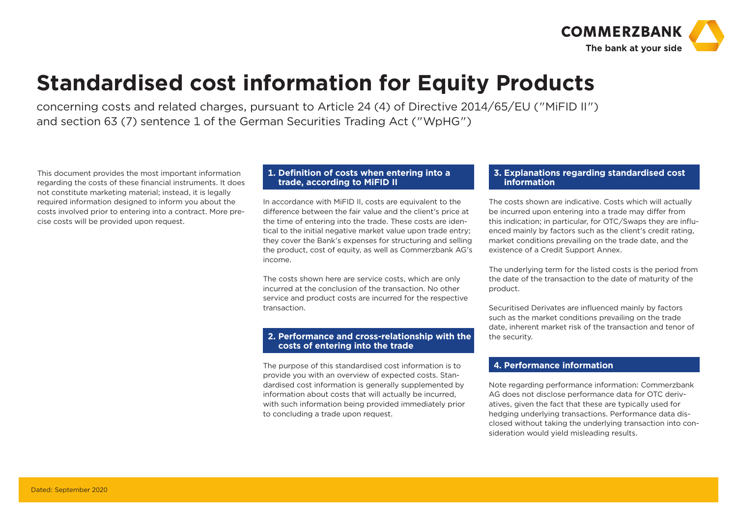# Standardised cost information for Equity Products

concerning costs and related charges, pursuant to Article 24 (4) of Directive 2014/65/EU ("MiFID II") and section 63 (7) sentence 1 of the German Securities Trading Act ("WpHG")

This document provides the most important information regarding the costs of these financial instruments. It does not constitute marketing material; instead, it is legally required information designed to inform you about the costs involved prior to entering into a contract. More precise costs will be provided upon request.

## 1. Definition of costs when entering into a trade, according to MiFID II

In accordance with MiFID II, costs are equivalent to the difference between the fair value and the client's price at the time of entering into the trade. These costs are identical to the initial negative market value upon trade entry; they cover the Bank's expenses for structuring and selling the product, cost of equity, as well as Commerzbank AG's income.

The costs shown here are service costs, which are only incurred at the conclusion of the transaction. No other service and product costs are incurred for the respective transaction.

## 2. Performance and cross-relationship with the costs of entering into the trade

The purpose of this standardised cost information is to provide you with an overview of expected costs. Standardised cost information is generally supplemented by information about costs that will actually be incurred, with such information being provided immediately prior to concluding a trade upon request.

## 3. Explanations regarding standardised cost information

The costs shown are indicative. Costs which will actually be incurred upon entering into a trade may differ from this indication; in particular, for OTC/Swaps they are influenced mainly by factors such as the client's credit rating, market conditions prevailing on the trade date, and the existence of a Credit Support Annex.

The underlying term for the listed costs is the period from the date of the transaction to the date of maturity of the product.

Securitised Derivates are influenced mainly by factors such as the market conditions prevailing on the trade date, inherent market risk of the transaction and tenor of the security.

## 4. Performance information

Note regarding performance information: Commerzbank AG does not disclose performance data for OTC derivatives, given the fact that these are typically used for hedging underlying transactions. Performance data disclosed without taking the underlying transaction into consideration would yield misleading results.

Dated: September 2020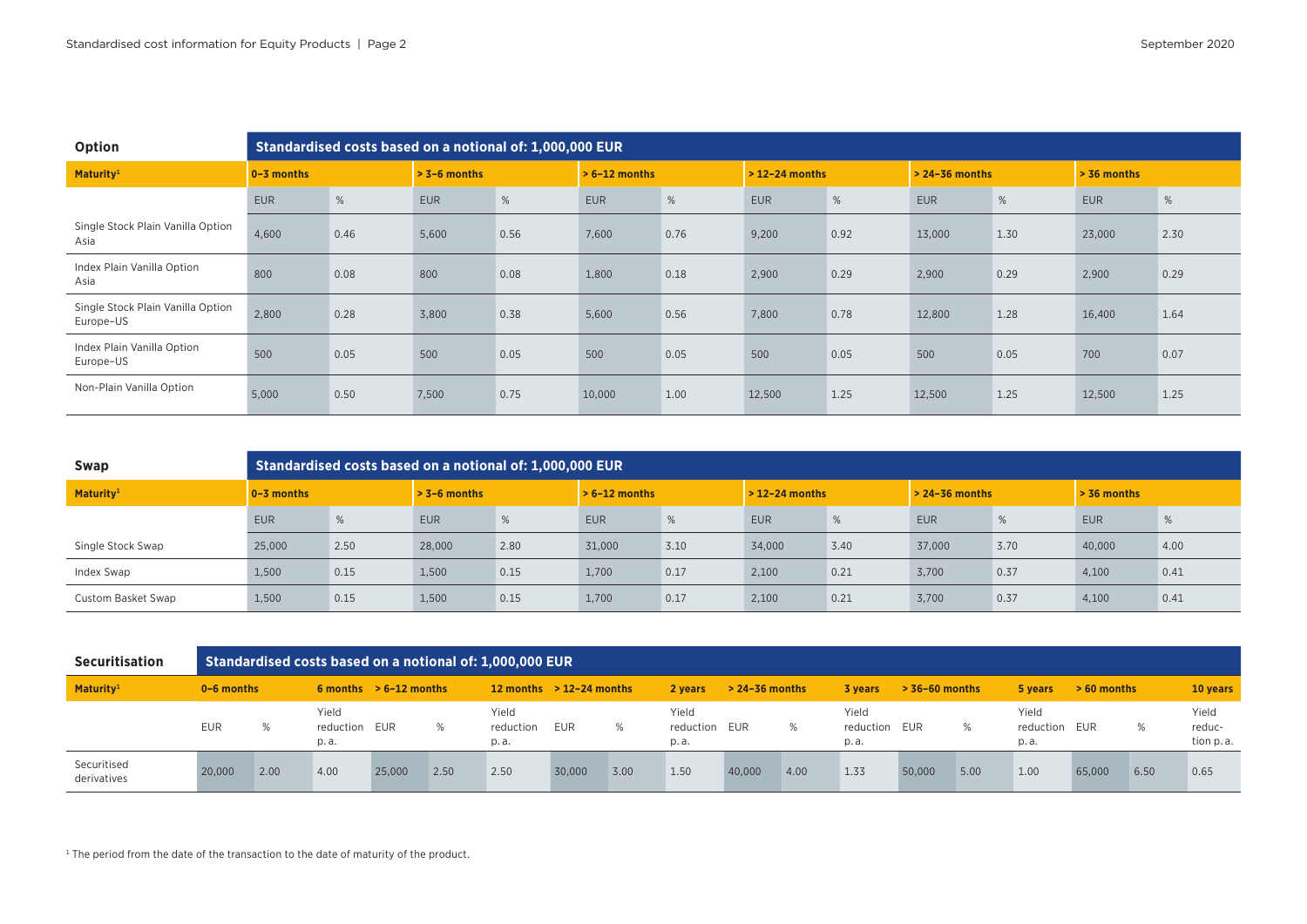| Option | Standardised costs based on a notional of: 1,000,000 EUR | | | | | | | | | | | |
|---|---|---|---|---|---|---|---|---|---|---|---|---|
| Maturity[1] | 0–3 months | | > 3–6 months | | > 6–12 months | | > 12–24 months | | > 24–36 months | | > 36 months | |
| | EUR | % | EUR | % | EUR | % | EUR | % | EUR | % | EUR | % |
| Single Stock Plain Vanilla Option Asia | 4,600 | 0.46 | 5,600 | 0.56 | 7,600 | 0.76 | 9,200 | 0.92 | 13,000 | 1.30 | 23,000 | 2.30 |
| Index Plain Vanilla Option Asia | 800 | 0.08 | 800 | 0.08 | 1,800 | 0.18 | 2,900 | 0.29 | 2,900 | 0.29 | 2,900 | 0.29 |
| Single Stock Plain Vanilla Option Europe–US | 2,800 | 0.28 | 3,800 | 0.38 | 5,600 | 0.56 | 7,800 | 0.78 | 12,800 | 1.28 | 16,400 | 1.64 |
| Index Plain Vanilla Option Europe–US | 500 | 0.05 | 500 | 0.05 | 500 | 0.05 | 500 | 0.05 | 500 | 0.05 | 700 | 0.07 |
| Non-Plain Vanilla Option | 5,000 | 0.50 | 7,500 | 0.75 | 10,000 | 1.00 | 12,500 | 1.25 | 12,500 | 1.25 | 12,500 | 1.25 |

| Swap | Standardised costs based on a notional of: 1,000,000 EUR | | | | | | | | | | | |
|---|---|---|---|---|---|---|---|---|---|---|---|---|
| Maturity[1] | 0–3 months | | > 3–6 months | | > 6–12 months | | > 12–24 months | | > 24–36 months | | > 36 months | |
| | EUR | % | EUR | % | EUR | % | EUR | % | EUR | % | EUR | % |
| Single Stock Swap | 25,000 | 2.50 | 28,000 | 2.80 | 31,000 | 3.10 | 34,000 | 3.40 | 37,000 | 3.70 | 40,000 | 4.00 |
| Index Swap | 1,500 | 0.15 | 1,500 | 0.15 | 1,700 | 0.17 | 2,100 | 0.21 | 3,700 | 0.37 | 4,100 | 0.41 |
| Custom Basket Swap | 1,500 | 0.15 | 1,500 | 0.15 | 1,700 | 0.17 | 2,100 | 0.21 | 3,700 | 0.37 | 4,100 | 0.41 |

| Securitisation | Standardised costs based on a notional of: 1,000,000 EUR | | | | | | | | | | | | | | | | | |
|---|---|---|---|---|---|---|---|---|---|---|---|---|---|---|---|---|---|---|
| Maturity[1] | 0–6 months | | 6 months | > 6–12 months | | 12 months | > 12–24 months | | 2 years | > 24–36 months | | 3 years | > 36–60 months | | 5 years | > 60 months | | 10 years |
| | EUR | % | Yield reduction p. a. | EUR | % | Yield reduction p. a. | EUR | % | Yield reduction p. a. | EUR | % | Yield reduction p. a. | EUR | % | Yield reduction p. a. | EUR | % | Yield reduction p. a. |
| Securitised derivatives | 20,000 | 2.00 | 4.00 | 25,000 | 2.50 | 2.50 | 30,000 | 3.00 | 1.50 | 40,000 | 4.00 | 1.33 | 50,000 | 5.00 | 1.00 | 65,000 | 6.50 | 0.65 |

[1] The period from the date of the transaction to the date of maturity of the product.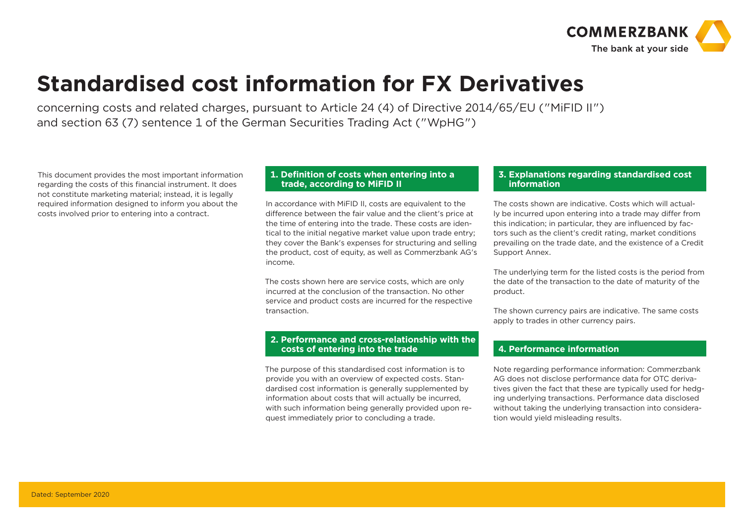# Standardised cost information for FX Derivatives

concerning costs and related charges, pursuant to Article 24 (4) of Directive 2014/65/EU ("MiFID II") and section 63 (7) sentence 1 of the German Securities Trading Act ("WpHG")

This document provides the most important information regarding the costs of this financial instrument. It does not constitute marketing material; instead, it is legally required information designed to inform you about the costs involved prior to entering into a contract.

## 1. Definition of costs when entering into a trade, according to MiFID II

In accordance with MiFID II, costs are equivalent to the difference between the fair value and the client's price at the time of entering into the trade. These costs are identical to the initial negative market value upon trade entry; they cover the Bank's expenses for structuring and selling the product, cost of equity, as well as Commerzbank AG's income.

The costs shown here are service costs, which are only incurred at the conclusion of the transaction. No other service and product costs are incurred for the respective transaction.

## 2. Performance and cross-relationship with the costs of entering into the trade

The purpose of this standardised cost information is to provide you with an overview of expected costs. Standardised cost information is generally supplemented by information about costs that will actually be incurred, with such information being generally provided upon request immediately prior to concluding a trade.

## 3. Explanations regarding standardised cost information

The costs shown are indicative. Costs which will actually be incurred upon entering into a trade may differ from this indication; in particular, they are influenced by factors such as the client's credit rating, market conditions prevailing on the trade date, and the existence of a Credit Support Annex.

The underlying term for the listed costs is the period from the date of the transaction to the date of maturity of the product.

The shown currency pairs are indicative. The same costs apply to trades in other currency pairs.

## 4. Performance information

Note regarding performance information: Commerzbank AG does not disclose performance data for OTC derivatives given the fact that these are typically used for hedging underlying transactions. Performance data disclosed without taking the underlying transaction into consideration would yield misleading results.

Dated: September 2020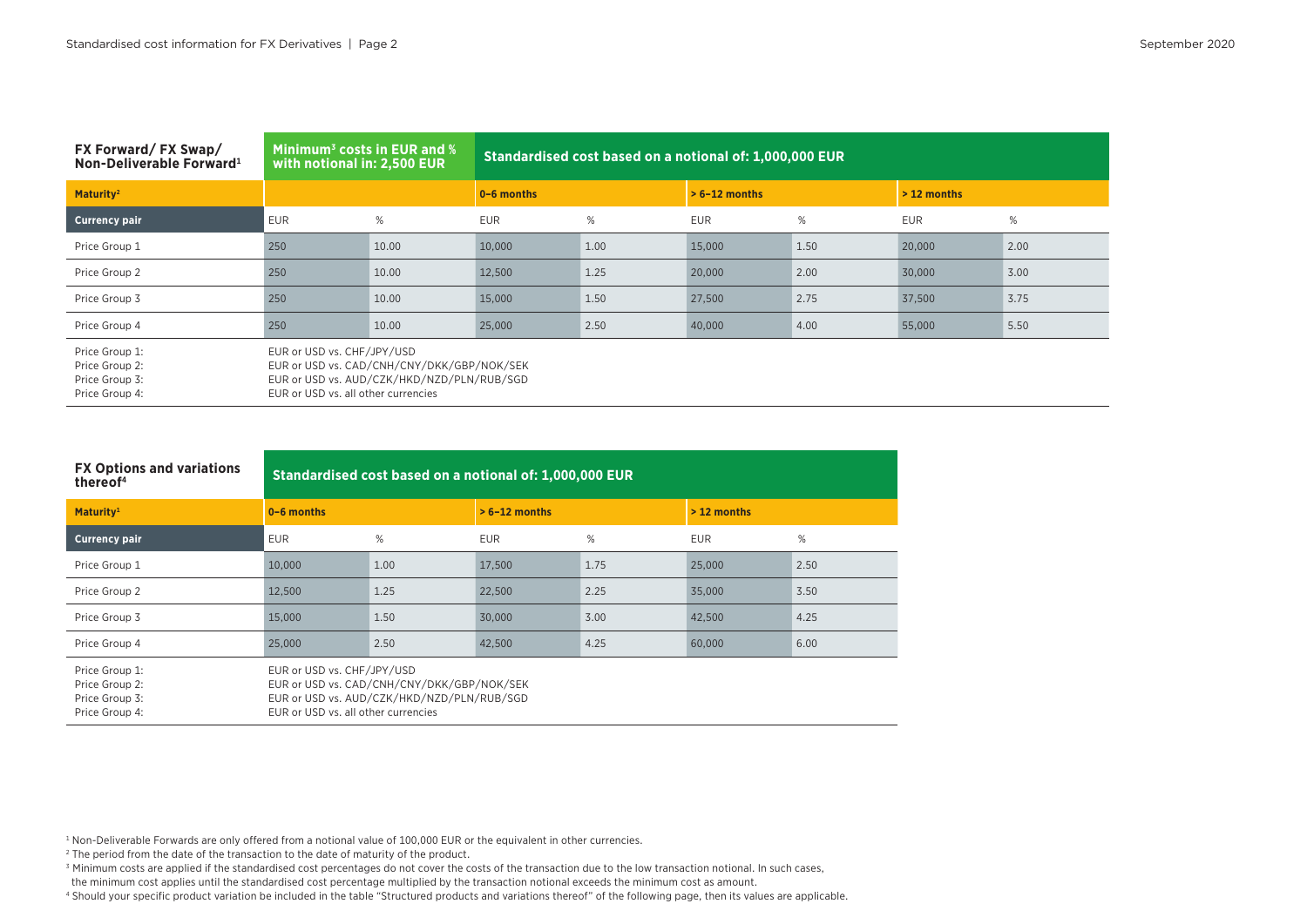| FX Forward/ FX Swap/ Non-Deliverable Forward[1] | Minimum[3] costs in EUR and % with notional in: 2,500 EUR | | Standardised cost based on a notional of: 1,000,000 EUR | | | | | |
|---|---|---|---|---|---|---|---|---|
| Maturity[2] | | | 0–6 months | | > 6–12 months | | > 12 months | |
| Currency pair | EUR | % | EUR | % | EUR | % | EUR | % |
| Price Group 1 | 250 | 10.00 | 10,000 | 1.00 | 15,000 | 1.50 | 20,000 | 2.00 |
| Price Group 2 | 250 | 10.00 | 12,500 | 1.25 | 20,000 | 2.00 | 30,000 | 3.00 |
| Price Group 3 | 250 | 10.00 | 15,000 | 1.50 | 27,500 | 2.75 | 37,500 | 3.75 |
| Price Group 4 | 250 | 10.00 | 25,000 | 2.50 | 40,000 | 4.00 | 55,000 | 5.50 |

Price Group 1: EUR or USD vs. CHF/JPY/USD
Price Group 2: EUR or USD vs. CAD/CNH/CNY/DKK/GBP/NOK/SEK
Price Group 3: EUR or USD vs. AUD/CZK/HKD/NZD/PLN/RUB/SGD
Price Group 4: EUR or USD vs. all other currencies

| FX Options and variations thereof[4] | Standardised cost based on a notional of: 1,000,000 EUR | | | | | |
|---|---|---|---|---|---|---|
| Maturity[1] | 0–6 months | | > 6–12 months | | > 12 months | |
| Currency pair | EUR | % | EUR | % | EUR | % |
| Price Group 1 | 10,000 | 1.00 | 17,500 | 1.75 | 25,000 | 2.50 |
| Price Group 2 | 12,500 | 1.25 | 22,500 | 2.25 | 35,000 | 3.50 |
| Price Group 3 | 15,000 | 1.50 | 30,000 | 3.00 | 42,500 | 4.25 |
| Price Group 4 | 25,000 | 2.50 | 42,500 | 4.25 | 60,000 | 6.00 |

Price Group 1: EUR or USD vs. CHF/JPY/USD
Price Group 2: EUR or USD vs. CAD/CNH/CNY/DKK/GBP/NOK/SEK
Price Group 3: EUR or USD vs. AUD/CZK/HKD/NZD/PLN/RUB/SGD
Price Group 4: EUR or USD vs. all other currencies

[1] Non-Deliverable Forwards are only offered from a notional value of 100,000 EUR or the equivalent in other currencies.
[2] The period from the date of the transaction to the date of maturity of the product.
[3] Minimum costs are applied if the standardised cost percentages do not cover the costs of the transaction due to the low transaction notional. In such cases, the minimum cost applies until the standardised cost percentage multiplied by the transaction notional exceeds the minimum cost as amount.
[4] Should your specific product variation be included in the table "Structured products and variations thereof" of the following page, then its values are applicable.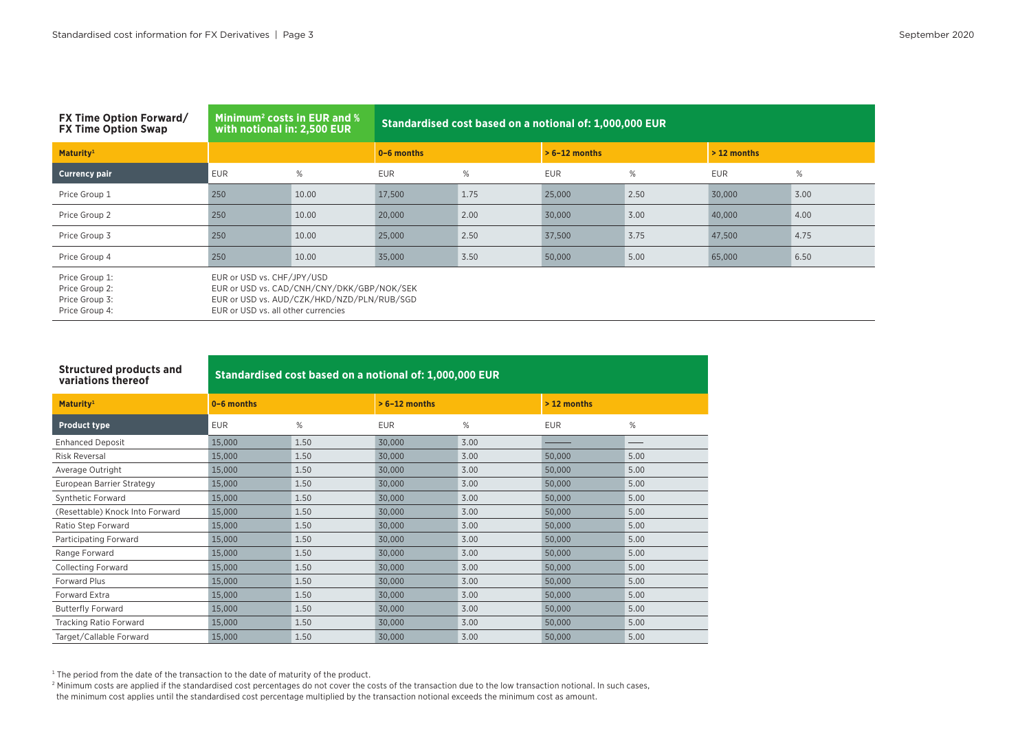| FX Time Option Forward/ FX Time Option Swap | Minimum[2] costs in EUR and % with notional in: 2,500 EUR | | Standardised cost based on a notional of: 1,000,000 EUR | | | | | |
|---|---|---|---|---|---|---|---|---|
| **Maturity[1]** | | | **0–6 months** | | **> 6–12 months** | | **> 12 months** | |
| **Currency pair** | EUR | % | EUR | % | EUR | % | EUR | % |
| Price Group 1 | 250 | 10.00 | 17,500 | 1.75 | 25,000 | 2.50 | 30,000 | 3.00 |
| Price Group 2 | 250 | 10.00 | 20,000 | 2.00 | 30,000 | 3.00 | 40,000 | 4.00 |
| Price Group 3 | 250 | 10.00 | 25,000 | 2.50 | 37,500 | 3.75 | 47,500 | 4.75 |
| Price Group 4 | 250 | 10.00 | 35,000 | 3.50 | 50,000 | 5.00 | 65,000 | 6.50 |

Price Group 1: EUR or USD vs. CHF/JPY/USD
Price Group 2: EUR or USD vs. CAD/CNH/CNY/DKK/GBP/NOK/SEK
Price Group 3: EUR or USD vs. AUD/CZK/HKD/NZD/PLN/RUB/SGD
Price Group 4: EUR or USD vs. all other currencies

| Structured products and variations thereof | Standardised cost based on a notional of: 1,000,000 EUR | | | | | |
|---|---|---|---|---|---|---|
| **Maturity[1]** | **0–6 months** | | **> 6–12 months** | | **> 12 months** | |
| **Product type** | EUR | % | EUR | % | EUR | % |
| Enhanced Deposit | 15,000 | 1.50 | 30,000 | 3.00 | — | — |
| Risk Reversal | 15,000 | 1.50 | 30,000 | 3.00 | 50,000 | 5.00 |
| Average Outright | 15,000 | 1.50 | 30,000 | 3.00 | 50,000 | 5.00 |
| European Barrier Strategy | 15,000 | 1.50 | 30,000 | 3.00 | 50,000 | 5.00 |
| Synthetic Forward | 15,000 | 1.50 | 30,000 | 3.00 | 50,000 | 5.00 |
| (Resettable) Knock Into Forward | 15,000 | 1.50 | 30,000 | 3.00 | 50,000 | 5.00 |
| Ratio Step Forward | 15,000 | 1.50 | 30,000 | 3.00 | 50,000 | 5.00 |
| Participating Forward | 15,000 | 1.50 | 30,000 | 3.00 | 50,000 | 5.00 |
| Range Forward | 15,000 | 1.50 | 30,000 | 3.00 | 50,000 | 5.00 |
| Collecting Forward | 15,000 | 1.50 | 30,000 | 3.00 | 50,000 | 5.00 |
| Forward Plus | 15,000 | 1.50 | 30,000 | 3.00 | 50,000 | 5.00 |
| Forward Extra | 15,000 | 1.50 | 30,000 | 3.00 | 50,000 | 5.00 |
| Butterfly Forward | 15,000 | 1.50 | 30,000 | 3.00 | 50,000 | 5.00 |
| Tracking Ratio Forward | 15,000 | 1.50 | 30,000 | 3.00 | 50,000 | 5.00 |
| Target/Callable Forward | 15,000 | 1.50 | 30,000 | 3.00 | 50,000 | 5.00 |

[1] The period from the date of the transaction to the date of maturity of the product.
[2] Minimum costs are applied if the standardised cost percentages do not cover the costs of the transaction due to the low transaction notional. In such cases, the minimum cost applies until the standardised cost percentage multiplied by the transaction notional exceeds the minimum cost as amount.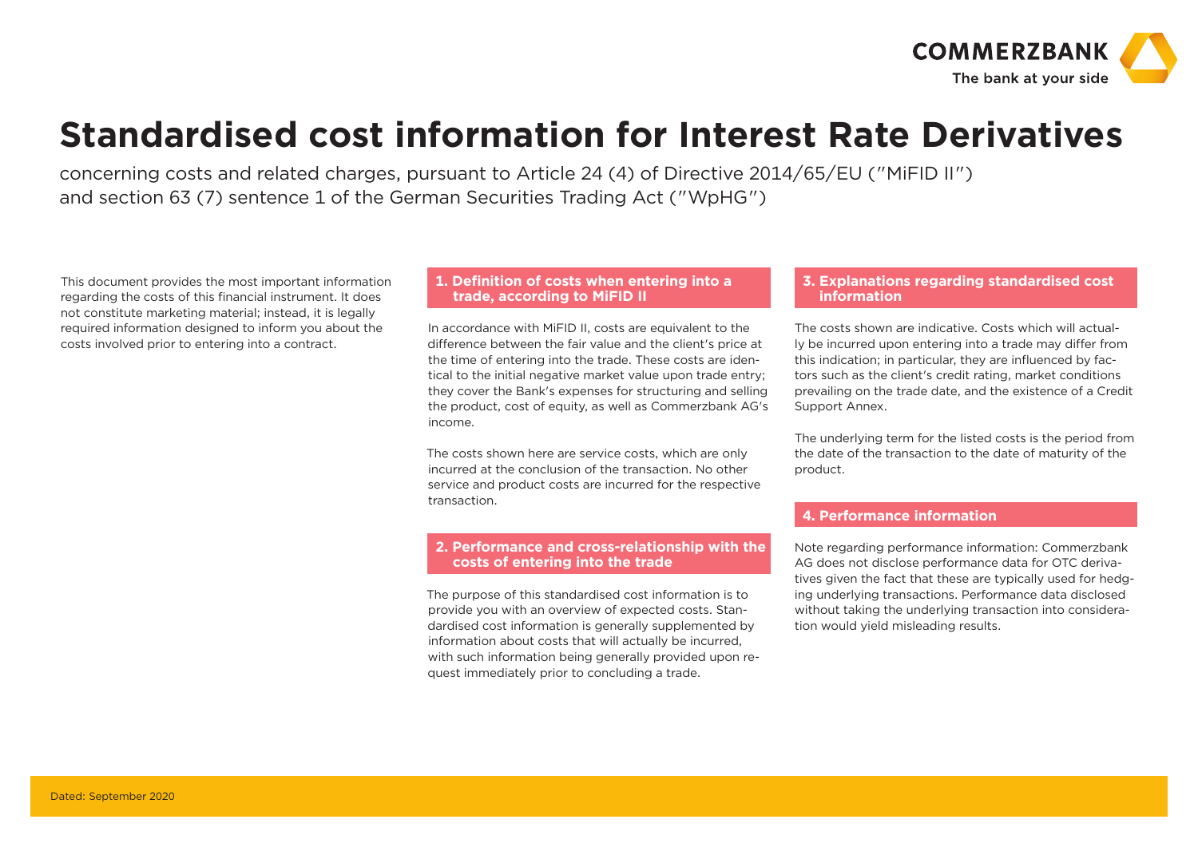# Standardised cost information for Interest Rate Derivatives

concerning costs and related charges, pursuant to Article 24 (4) of Directive 2014/65/EU ("MiFID II") and section 63 (7) sentence 1 of the German Securities Trading Act ("WpHG")

This document provides the most important information regarding the costs of this financial instrument. It does not constitute marketing material; instead, it is legally required information designed to inform you about the costs involved prior to entering into a contract.

## 1. Definition of costs when entering into a trade, according to MiFID II

In accordance with MiFID II, costs are equivalent to the difference between the fair value and the client's price at the time of entering into the trade. These costs are identical to the initial negative market value upon trade entry; they cover the Bank's expenses for structuring and selling the product, cost of equity, as well as Commerzbank AG's income.

The costs shown here are service costs, which are only incurred at the conclusion of the transaction. No other service and product costs are incurred for the respective transaction.

## 2. Performance and cross-relationship with the costs of entering into the trade

The purpose of this standardised cost information is to provide you with an overview of expected costs. Standardised cost information is generally supplemented by information about costs that will actually be incurred, with such information being generally provided upon request immediately prior to concluding a trade.

## 3. Explanations regarding standardised cost information

The costs shown are indicative. Costs which will actually be incurred upon entering into a trade may differ from this indication; in particular, they are influenced by factors such as the client's credit rating, market conditions prevailing on the trade date, and the existence of a Credit Support Annex.

The underlying term for the listed costs is the period from the date of the transaction to the date of maturity of the product.

## 4. Performance information

Note regarding performance information: Commerzbank AG does not disclose performance data for OTC derivatives given the fact that these are typically used for hedging underlying transactions. Performance data disclosed without taking the underlying transaction into consideration would yield misleading results.

Dated: September 2020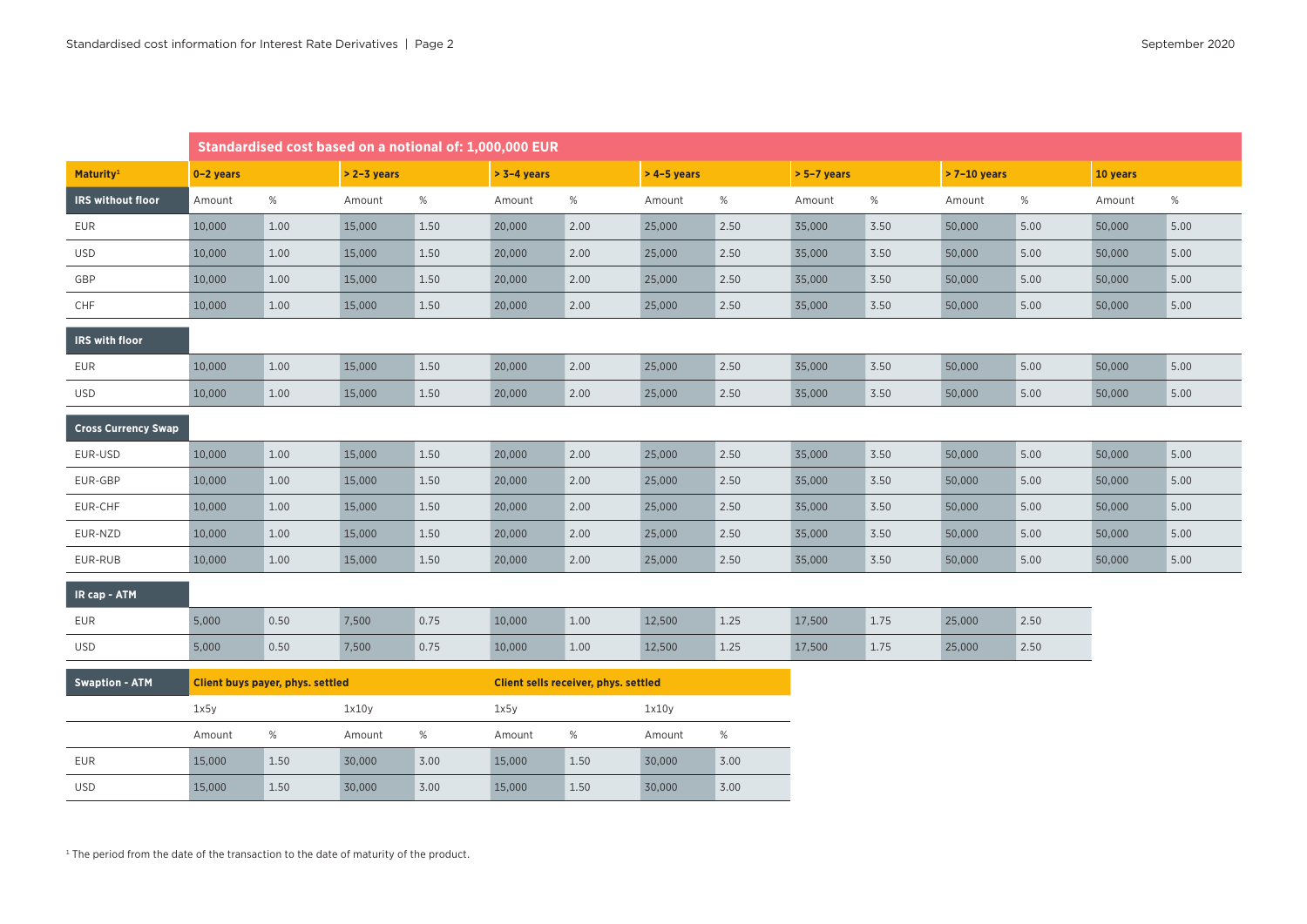| | Standardised cost based on a notional of: 1,000,000 EUR | | | | | | | | | | | | | |
|---|---|---|---|---|---|---|---|---|---|---|---|---|---|---|
| **Maturity[1]** | **0–2 years** | | **> 2–3 years** | | **> 3–4 years** | | **> 4–5 years** | | **> 5–7 years** | | **> 7–10 years** | | **10 years** | |
| **IRS without floor** | Amount | % | Amount | % | Amount | % | Amount | % | Amount | % | Amount | % | Amount | % |
| EUR | 10,000 | 1.00 | 15,000 | 1.50 | 20,000 | 2.00 | 25,000 | 2.50 | 35,000 | 3.50 | 50,000 | 5.00 | 50,000 | 5.00 |
| USD | 10,000 | 1.00 | 15,000 | 1.50 | 20,000 | 2.00 | 25,000 | 2.50 | 35,000 | 3.50 | 50,000 | 5.00 | 50,000 | 5.00 |
| GBP | 10,000 | 1.00 | 15,000 | 1.50 | 20,000 | 2.00 | 25,000 | 2.50 | 35,000 | 3.50 | 50,000 | 5.00 | 50,000 | 5.00 |
| CHF | 10,000 | 1.00 | 15,000 | 1.50 | 20,000 | 2.00 | 25,000 | 2.50 | 35,000 | 3.50 | 50,000 | 5.00 | 50,000 | 5.00 |
| **IRS with floor** | | | | | | | | | | | | | | |
| EUR | 10,000 | 1.00 | 15,000 | 1.50 | 20,000 | 2.00 | 25,000 | 2.50 | 35,000 | 3.50 | 50,000 | 5.00 | 50,000 | 5.00 |
| USD | 10,000 | 1.00 | 15,000 | 1.50 | 20,000 | 2.00 | 25,000 | 2.50 | 35,000 | 3.50 | 50,000 | 5.00 | 50,000 | 5.00 |
| **Cross Currency Swap** | | | | | | | | | | | | | | |
| EUR-USD | 10,000 | 1.00 | 15,000 | 1.50 | 20,000 | 2.00 | 25,000 | 2.50 | 35,000 | 3.50 | 50,000 | 5.00 | 50,000 | 5.00 |
| EUR-GBP | 10,000 | 1.00 | 15,000 | 1.50 | 20,000 | 2.00 | 25,000 | 2.50 | 35,000 | 3.50 | 50,000 | 5.00 | 50,000 | 5.00 |
| EUR-CHF | 10,000 | 1.00 | 15,000 | 1.50 | 20,000 | 2.00 | 25,000 | 2.50 | 35,000 | 3.50 | 50,000 | 5.00 | 50,000 | 5.00 |
| EUR-NZD | 10,000 | 1.00 | 15,000 | 1.50 | 20,000 | 2.00 | 25,000 | 2.50 | 35,000 | 3.50 | 50,000 | 5.00 | 50,000 | 5.00 |
| EUR-RUB | 10,000 | 1.00 | 15,000 | 1.50 | 20,000 | 2.00 | 25,000 | 2.50 | 35,000 | 3.50 | 50,000 | 5.00 | 50,000 | 5.00 |
| **IR cap - ATM** | | | | | | | | | | | | | | |
| EUR | 5,000 | 0.50 | 7,500 | 0.75 | 10,000 | 1.00 | 12,500 | 1.25 | 17,500 | 1.75 | 25,000 | 2.50 | | |
| USD | 5,000 | 0.50 | 7,500 | 0.75 | 10,000 | 1.00 | 12,500 | 1.25 | 17,500 | 1.75 | 25,000 | 2.50 | | |

| **Swaption - ATM** | **Client buys payer, phys. settled** | | | | **Client sells receiver, phys. settled** | | | |
|---|---|---|---|---|---|---|---|---|
| | 1x5y | | 1x10y | | 1x5y | | 1x10y | |
| | Amount | % | Amount | % | Amount | % | Amount | % |
| EUR | 15,000 | 1.50 | 30,000 | 3.00 | 15,000 | 1.50 | 30,000 | 3.00 |
| USD | 15,000 | 1.50 | 30,000 | 3.00 | 15,000 | 1.50 | 30,000 | 3.00 |

[1] The period from the date of the transaction to the date of maturity of the product.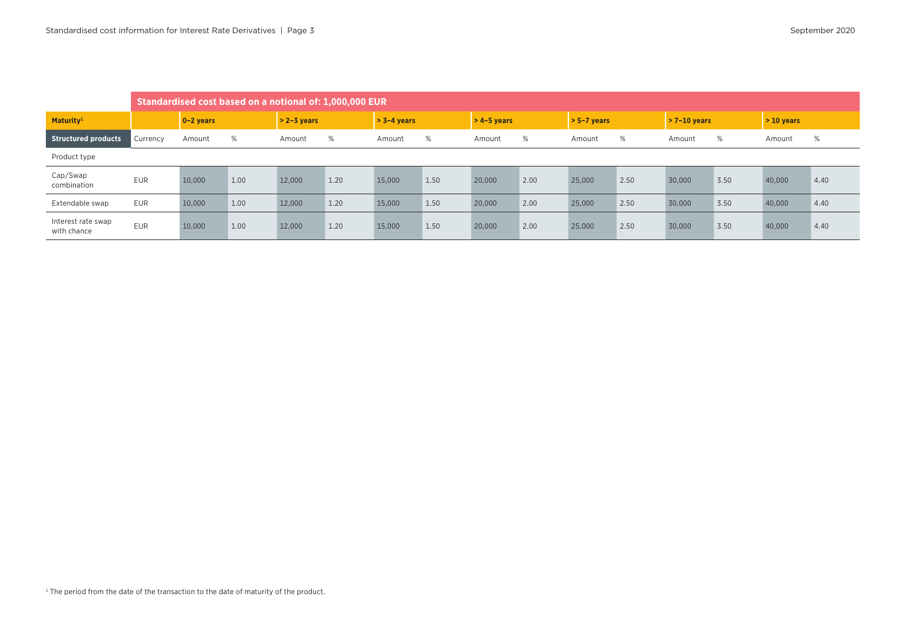| | Standardised cost based on a notional of: 1,000,000 EUR | | | | | | | | | | | | | | |
|---|---|---|---|---|---|---|---|---|---|---|---|---|---|---|---|
| **Maturity**[1] | | **0–2 years** | | **> 2–3 years** | | **> 3–4 years** | | **> 4–5 years** | | **> 5–7 years** | | **> 7–10 years** | | **> 10 years** | |
| **Structured products** | Currency | Amount | % | Amount | % | Amount | % | Amount | % | Amount | % | Amount | % | Amount | % |
| Product type | | | | | | | | | | | | | | | |
| Cap/Swap combination | EUR | 10,000 | 1.00 | 12,000 | 1.20 | 15,000 | 1.50 | 20,000 | 2.00 | 25,000 | 2.50 | 30,000 | 3.50 | 40,000 | 4.40 |
| Extendable swap | EUR | 10,000 | 1.00 | 12,000 | 1.20 | 15,000 | 1.50 | 20,000 | 2.00 | 25,000 | 2.50 | 30,000 | 3.50 | 40,000 | 4.40 |
| Interest rate swap with chance | EUR | 10,000 | 1.00 | 12,000 | 1.20 | 15,000 | 1.50 | 20,000 | 2.00 | 25,000 | 2.50 | 30,000 | 3.50 | 40,000 | 4.40 |

[1] The period from the date of the transaction to the date of maturity of the product.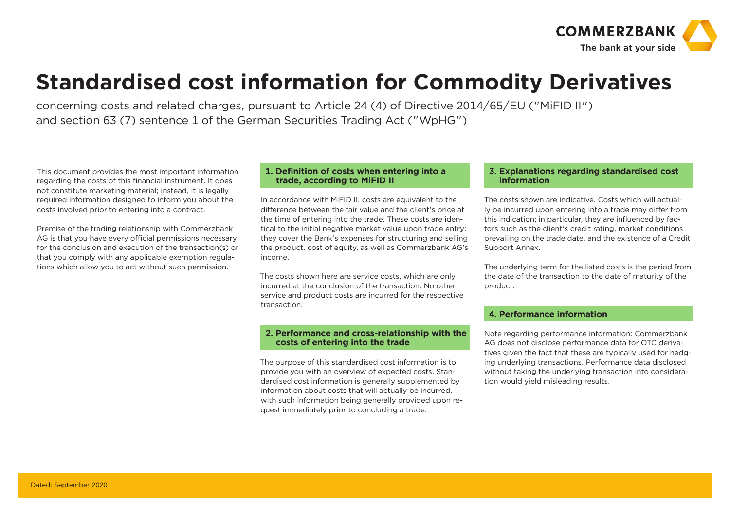# Standardised cost information for Commodity Derivatives

concerning costs and related charges, pursuant to Article 24 (4) of Directive 2014/65/EU ("MiFID II") and section 63 (7) sentence 1 of the German Securities Trading Act ("WpHG")

This document provides the most important information regarding the costs of this financial instrument. It does not constitute marketing material; instead, it is legally required information designed to inform you about the costs involved prior to entering into a contract.

Premise of the trading relationship with Commerzbank AG is that you have every official permissions necessary for the conclusion and execution of the transaction(s) or that you comply with any applicable exemption regulations which allow you to act without such permission.

## 1. Definition of costs when entering into a trade, according to MiFID II

In accordance with MiFID II, costs are equivalent to the difference between the fair value and the client's price at the time of entering into the trade. These costs are identical to the initial negative market value upon trade entry; they cover the Bank's expenses for structuring and selling the product, cost of equity, as well as Commerzbank AG's income.

The costs shown here are service costs, which are only incurred at the conclusion of the transaction. No other service and product costs are incurred for the respective transaction.

## 2. Performance and cross-relationship with the costs of entering into the trade

The purpose of this standardised cost information is to provide you with an overview of expected costs. Standardised cost information is generally supplemented by information about costs that will actually be incurred, with such information being generally provided upon request immediately prior to concluding a trade.

## 3. Explanations regarding standardised cost information

The costs shown are indicative. Costs which will actually be incurred upon entering into a trade may differ from this indication; in particular, they are influenced by factors such as the client's credit rating, market conditions prevailing on the trade date, and the existence of a Credit Support Annex.

The underlying term for the listed costs is the period from the date of the transaction to the date of maturity of the product.

## 4. Performance information

Note regarding performance information: Commerzbank AG does not disclose performance data for OTC derivatives given the fact that these are typically used for hedging underlying transactions. Performance data disclosed without taking the underlying transaction into consideration would yield misleading results.

Dated: September 2020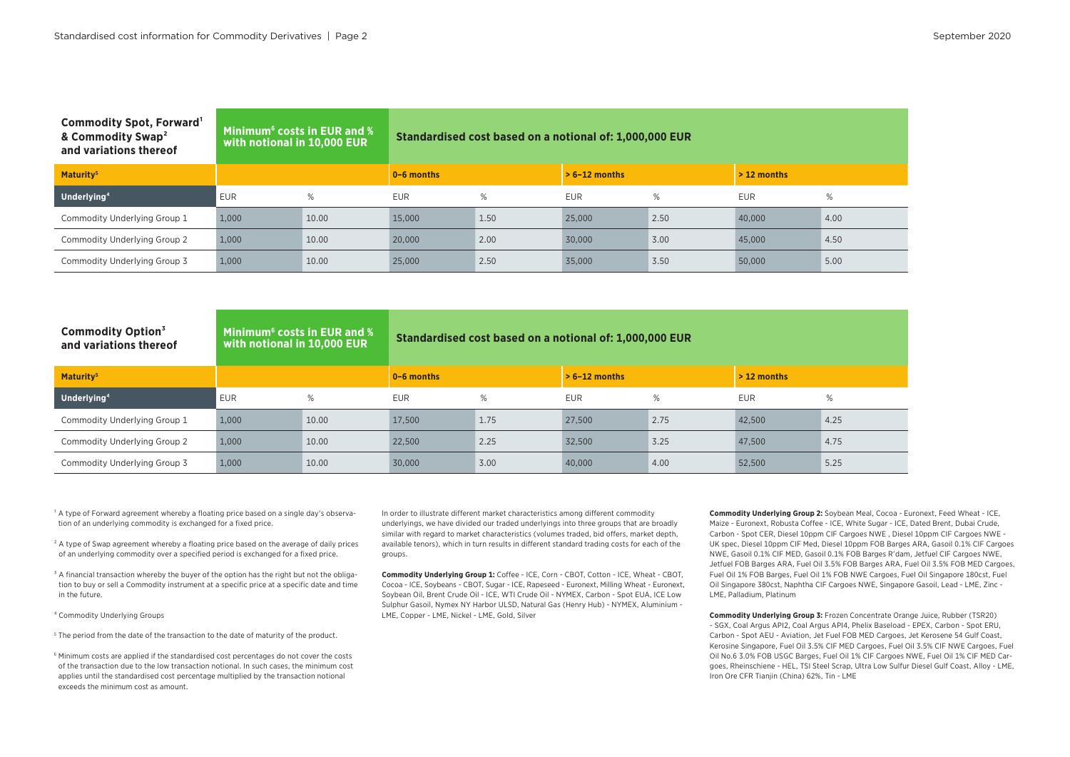| Commodity Spot, Forward[1] & Commodity Swap[2] and variations thereof | Minimum[6] costs in EUR and % with notional in 10,000 EUR | | Standardised cost based on a notional of: 1,000,000 EUR | | | | | |
|---|---|---|---|---|---|---|---|---|
| **Maturity[5]** | | | 0–6 months | | > 6–12 months | | > 12 months | |
| **Underlying[4]** | EUR | % | EUR | % | EUR | % | EUR | % |
| Commodity Underlying Group 1 | 1,000 | 10.00 | 15,000 | 1.50 | 25,000 | 2.50 | 40,000 | 4.00 |
| Commodity Underlying Group 2 | 1,000 | 10.00 | 20,000 | 2.00 | 30,000 | 3.00 | 45,000 | 4.50 |
| Commodity Underlying Group 3 | 1,000 | 10.00 | 25,000 | 2.50 | 35,000 | 3.50 | 50,000 | 5.00 |

| Commodity Option[3] and variations thereof | Minimum[6] costs in EUR and % with notional in 10,000 EUR | | Standardised cost based on a notional of: 1,000,000 EUR | | | | | |
|---|---|---|---|---|---|---|---|---|
| **Maturity[5]** | | | 0–6 months | | > 6–12 months | | > 12 months | |
| **Underlying[4]** | EUR | % | EUR | % | EUR | % | EUR | % |
| Commodity Underlying Group 1 | 1,000 | 10.00 | 17,500 | 1.75 | 27,500 | 2.75 | 42,500 | 4.25 |
| Commodity Underlying Group 2 | 1,000 | 10.00 | 22,500 | 2.25 | 32,500 | 3.25 | 47,500 | 4.75 |
| Commodity Underlying Group 3 | 1,000 | 10.00 | 30,000 | 3.00 | 40,000 | 4.00 | 52,500 | 5.25 |

[1] A type of Forward agreement whereby a floating price based on a single day's observation of an underlying commodity is exchanged for a fixed price.

[2] A type of Swap agreement whereby a floating price based on the average of daily prices of an underlying commodity over a specified period is exchanged for a fixed price.

[3] A financial transaction whereby the buyer of the option has the right but not the obligation to buy or sell a Commodity instrument at a specific price at a specific date and time in the future.

[4] Commodity Underlying Groups

[5] The period from the date of the transaction to the date of maturity of the product.

[6] Minimum costs are applied if the standardised cost percentages do not cover the costs of the transaction due to the low transaction notional. In such cases, the minimum cost applies until the standardised cost percentage multiplied by the transaction notional exceeds the minimum cost as amount.

In order to illustrate different market characteristics among different commodity underlyings, we have divided our traded underlyings into three groups that are broadly similar with regard to market characteristics (volumes traded, bid offers, market depth, available tenors), which in turn results in different standard trading costs for each of the groups.

**Commodity Underlying Group 1:** Coffee - ICE, Corn - CBOT, Cotton - ICE, Wheat - CBOT, Cocoa - ICE, Soybeans - CBOT, Sugar - ICE, Rapeseed - Euronext, Milling Wheat - Euronext, Soybean Oil, Brent Crude Oil - ICE, WTI Crude Oil - NYMEX, Carbon - Spot EUA, ICE Low Sulphur Gasoil, Nymex NY Harbor ULSD, Natural Gas (Henry Hub) - NYMEX, Aluminium - LME, Copper - LME, Nickel - LME, Gold, Silver

**Commodity Underlying Group 2:** Soybean Meal, Cocoa - Euronext, Feed Wheat - ICE, Maize - Euronext, Robusta Coffee - ICE, White Sugar - ICE, Dated Brent, Dubai Crude, Carbon - Spot CER, Diesel 10ppm CIF Cargoes NWE , Diesel 10ppm CIF Cargoes NWE - UK spec, Diesel 10ppm CIF Med, Diesel 10ppm FOB Barges ARA, Gasoil 0.1% CIF Cargoes NWE, Gasoil 0.1% CIF MED, Gasoil 0.1% FOB Barges R'dam, Jetfuel CIF Cargoes NWE, Jetfuel FOB Barges ARA, Fuel Oil 3.5% FOB Barges ARA, Fuel Oil 3.5% FOB MED Cargoes, Fuel Oil 1% FOB Barges, Fuel Oil 1% FOB NWE Cargoes, Fuel Oil Singapore 180cst, Fuel Oil Singapore 380cst, Naphtha CIF Cargoes NWE, Singapore Gasoil, Lead - LME, Zinc - LME, Palladium, Platinum

**Commodity Underlying Group 3:** Frozen Concentrate Orange Juice, Rubber (TSR20) - SGX, Coal Argus API2, Coal Argus API4, Phelix Baseload - EPEX, Carbon - Spot ERU, Carbon - Spot AEU - Aviation, Jet Fuel FOB MED Cargoes, Jet Kerosene 54 Gulf Coast, Kerosine Singapore, Fuel Oil 3.5% CIF MED Cargoes, Fuel Oil 3.5% CIF NWE Cargoes, Fuel Oil No.6 3.0% FOB USGC Barges, Fuel Oil 1% CIF Cargoes NWE, Fuel Oil 1% CIF MED Cargoes, Rheinschiene - HEL, TSI Steel Scrap, Ultra Low Sulfur Diesel Gulf Coast, Alloy - LME, Iron Ore CFR Tianjin (China) 62%, Tin - LME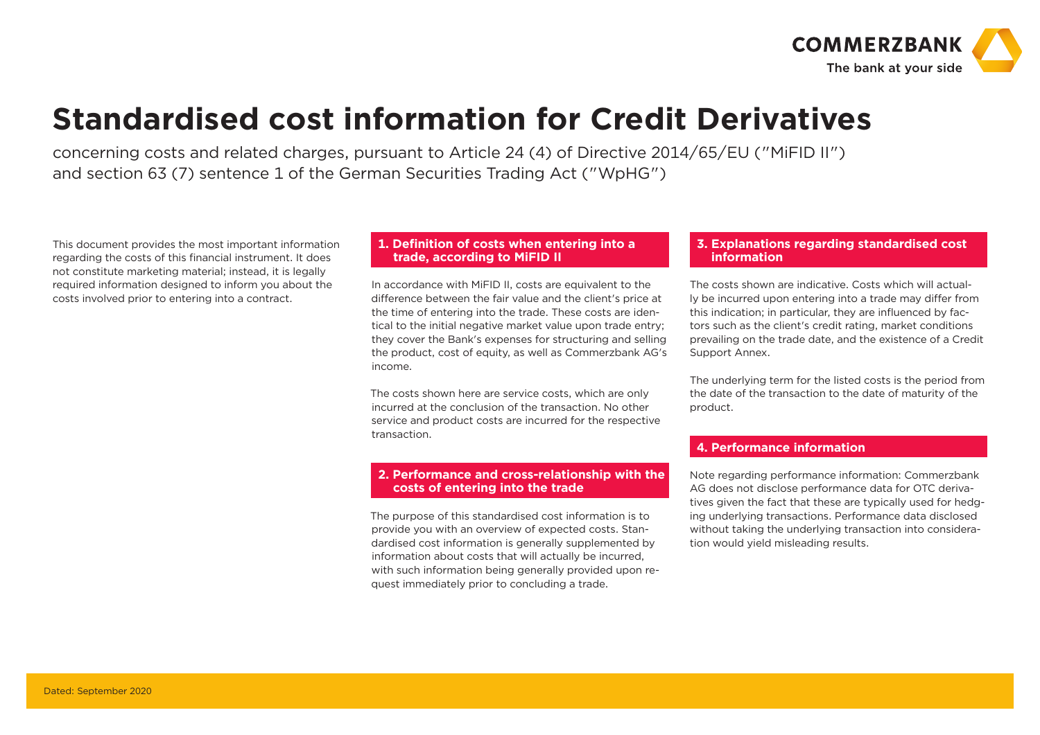# Standardised cost information for Credit Derivatives

concerning costs and related charges, pursuant to Article 24 (4) of Directive 2014/65/EU ("MiFID II") and section 63 (7) sentence 1 of the German Securities Trading Act ("WpHG")

This document provides the most important information regarding the costs of this financial instrument. It does not constitute marketing material; instead, it is legally required information designed to inform you about the costs involved prior to entering into a contract.

## 1. Definition of costs when entering into a trade, according to MiFID II

In accordance with MiFID II, costs are equivalent to the difference between the fair value and the client's price at the time of entering into the trade. These costs are identical to the initial negative market value upon trade entry; they cover the Bank's expenses for structuring and selling the product, cost of equity, as well as Commerzbank AG's income.

The costs shown here are service costs, which are only incurred at the conclusion of the transaction. No other service and product costs are incurred for the respective transaction.

## 2. Performance and cross-relationship with the costs of entering into the trade

The purpose of this standardised cost information is to provide you with an overview of expected costs. Standardised cost information is generally supplemented by information about costs that will actually be incurred, with such information being generally provided upon request immediately prior to concluding a trade.

## 3. Explanations regarding standardised cost information

The costs shown are indicative. Costs which will actually be incurred upon entering into a trade may differ from this indication; in particular, they are influenced by factors such as the client's credit rating, market conditions prevailing on the trade date, and the existence of a Credit Support Annex.

The underlying term for the listed costs is the period from the date of the transaction to the date of maturity of the product.

## 4. Performance information

Note regarding performance information: Commerzbank AG does not disclose performance data for OTC derivatives given the fact that these are typically used for hedging underlying transactions. Performance data disclosed without taking the underlying transaction into consideration would yield misleading results.

Dated: September 2020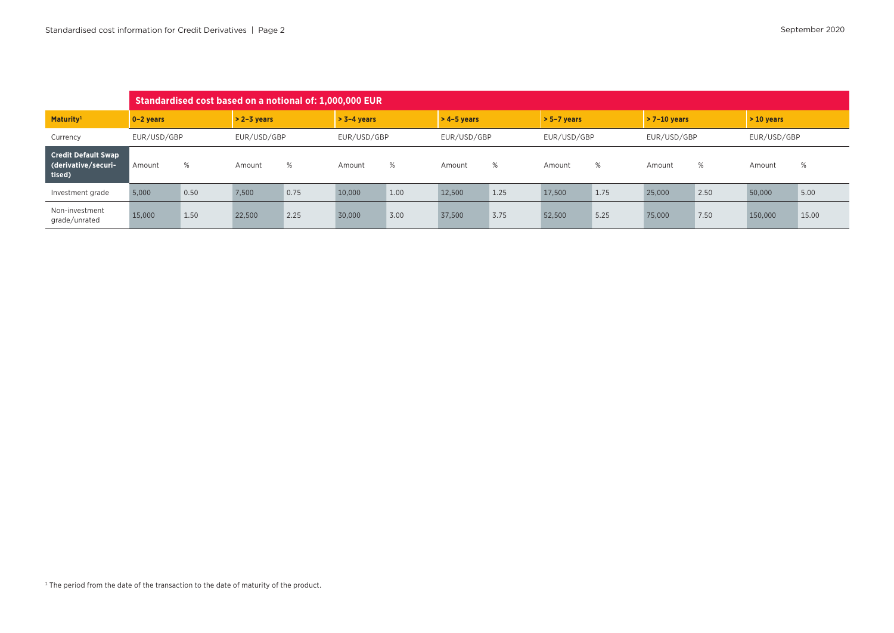| | Standardised cost based on a notional of: 1,000,000 EUR | | | | | | | | | | | | | |
|---|---|---|---|---|---|---|---|---|---|---|---|---|---|---|
| **Maturity**[1] | **0–2 years** | | **> 2–3 years** | | **> 3–4 years** | | **> 4–5 years** | | **> 5–7 years** | | **> 7–10 years** | | **> 10 years** | |
| Currency | EUR/USD/GBP | | EUR/USD/GBP | | EUR/USD/GBP | | EUR/USD/GBP | | EUR/USD/GBP | | EUR/USD/GBP | | EUR/USD/GBP | |
| **Credit Default Swap (derivative/securitised)** | Amount | % | Amount | % | Amount | % | Amount | % | Amount | % | Amount | % | Amount | % |
| Investment grade | 5,000 | 0.50 | 7,500 | 0.75 | 10,000 | 1.00 | 12,500 | 1.25 | 17,500 | 1.75 | 25,000 | 2.50 | 50,000 | 5.00 |
| Non-investment grade/unrated | 15,000 | 1.50 | 22,500 | 2.25 | 30,000 | 3.00 | 37,500 | 3.75 | 52,500 | 5.25 | 75,000 | 7.50 | 150,000 | 15.00 |

[1] The period from the date of the transaction to the date of maturity of the product.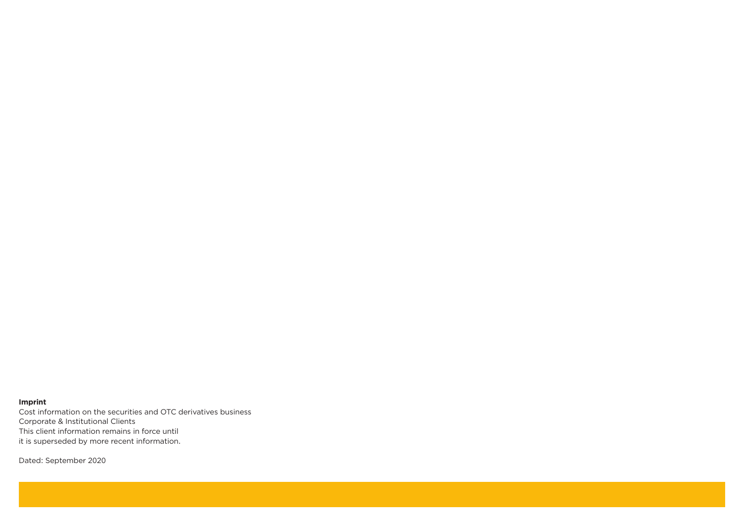**Imprint**
Cost information on the securities and OTC derivatives business
Corporate & Institutional Clients
This client information remains in force until
it is superseded by more recent information.

Dated: September 2020